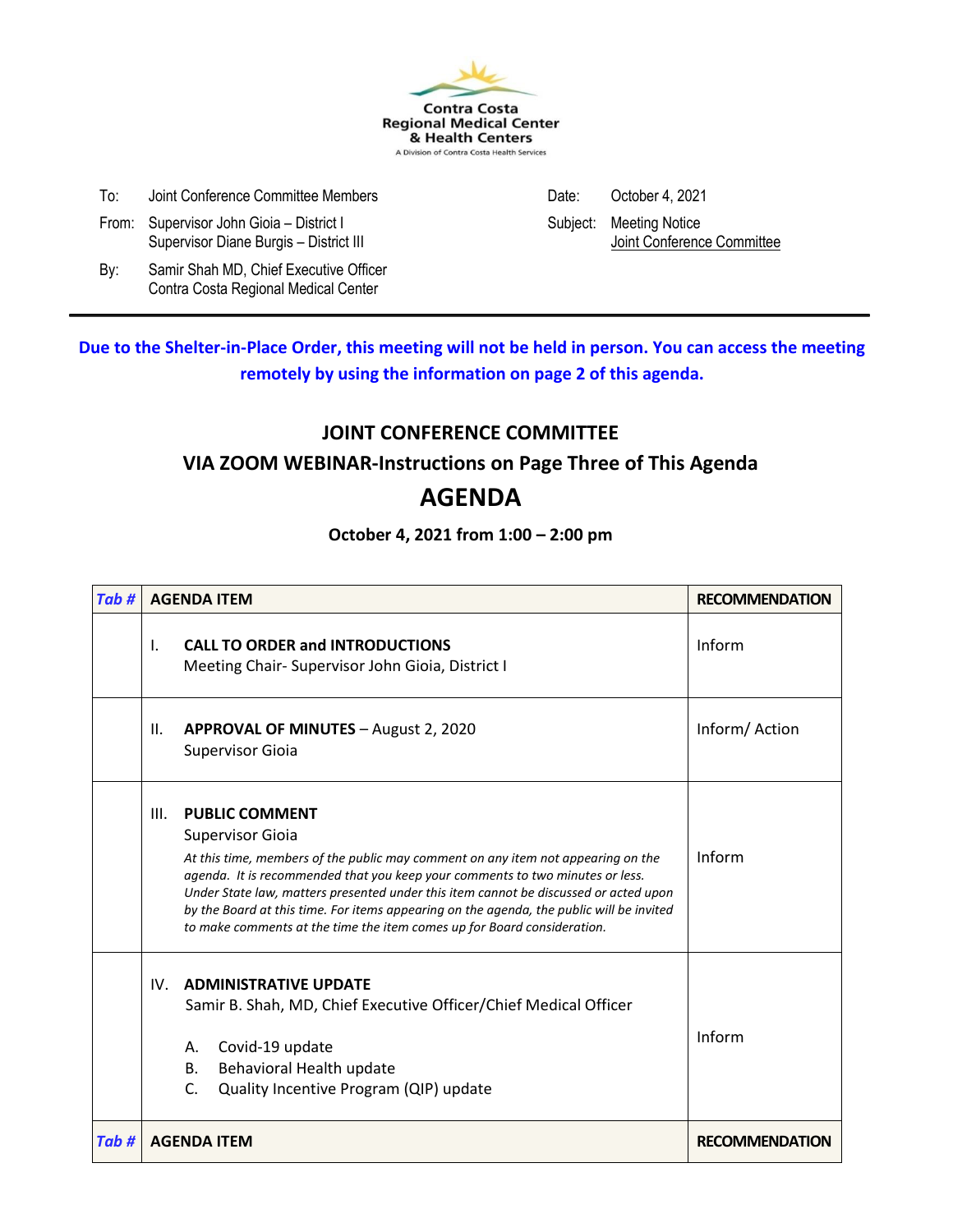Contra Costa
Regional Medical Center
& Health Centers
A Division of Contra Costa Health Services

To: Joint Conference Committee Members

From: Supervisor John Gioia – District I
Supervisor Diane Burgis – District III

By: Samir Shah MD, Chief Executive Officer
Contra Costa Regional Medical Center

Date: October 4, 2021

Subject: Meeting Notice
Joint Conference Committee

---

**Due to the Shelter-in-Place Order, this meeting will not be held in person. You can access the meeting remotely by using the information on page 2 of this agenda.**

## JOINT CONFERENCE COMMITTEE

## VIA ZOOM WEBINAR-Instructions on Page Three of This Agenda

# AGENDA

**October 4, 2021 from 1:00 – 2:00 pm**

| Tab # | AGENDA ITEM | RECOMMENDATION |
|---|---|---|
| | I. **CALL TO ORDER and INTRODUCTIONS**<br>Meeting Chair- Supervisor John Gioia, District I | Inform |
| | II. **APPROVAL OF MINUTES** – August 2, 2020<br>Supervisor Gioia | Inform/ Action |
| | III. **PUBLIC COMMENT**<br>Supervisor Gioia<br>*At this time, members of the public may comment on any item not appearing on the agenda. It is recommended that you keep your comments to two minutes or less. Under State law, matters presented under this item cannot be discussed or acted upon by the Board at this time. For items appearing on the agenda, the public will be invited to make comments at the time the item comes up for Board consideration.* | Inform |
| | IV. **ADMINISTRATIVE UPDATE**<br>Samir B. Shah, MD, Chief Executive Officer/Chief Medical Officer<br>A. Covid-19 update<br>B. Behavioral Health update<br>C. Quality Incentive Program (QIP) update | Inform |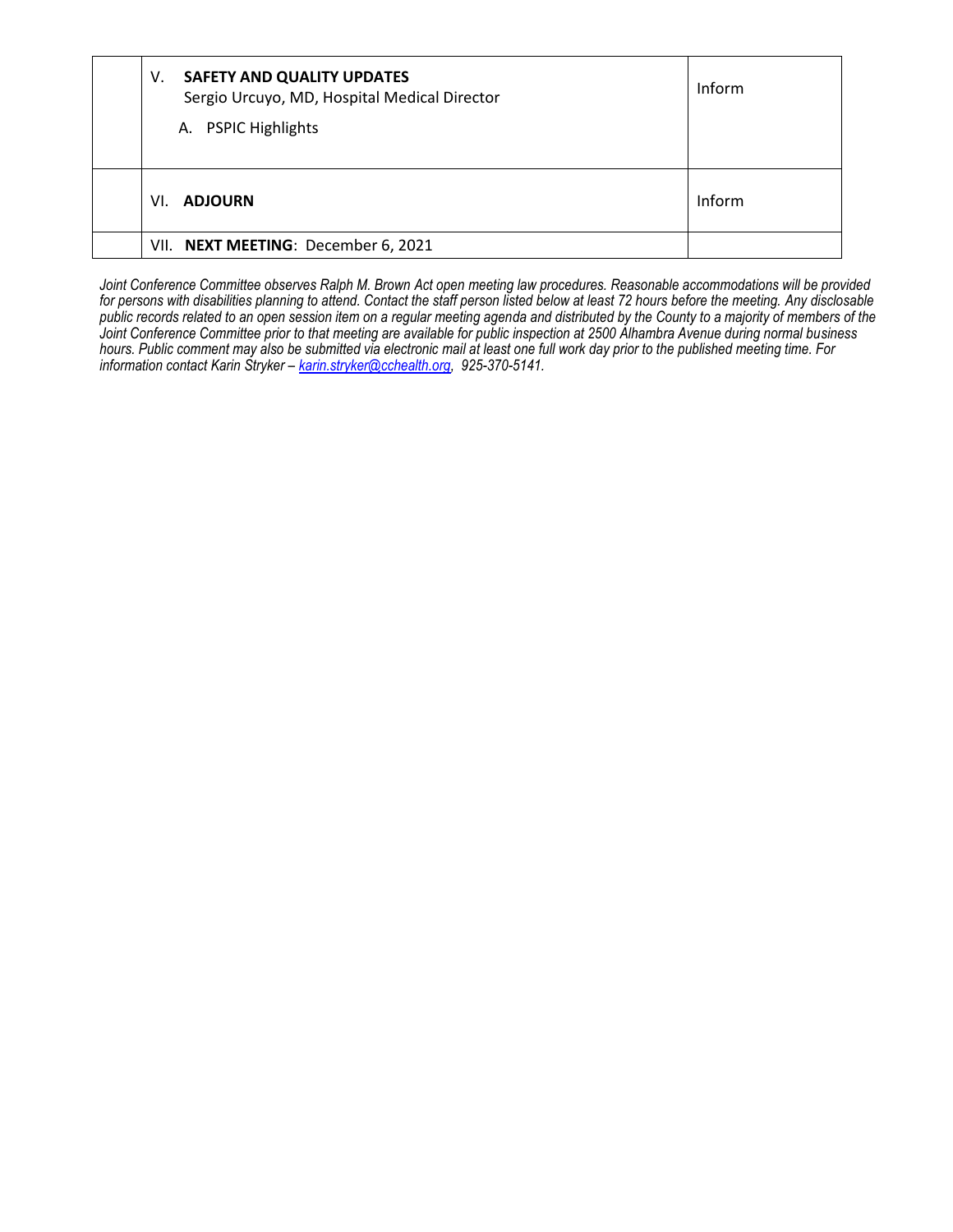|  | V. **SAFETY AND QUALITY UPDATES**<br>Sergio Urcuyo, MD, Hospital Medical Director<br>A. PSPIC Highlights | Inform |
|---|---|---|
|  | VI. **ADJOURN** | Inform |
|  | VII. **NEXT MEETING**: December 6, 2021 |  |

*Joint Conference Committee observes Ralph M. Brown Act open meeting law procedures. Reasonable accommodations will be provided for persons with disabilities planning to attend. Contact the staff person listed below at least 72 hours before the meeting. Any disclosable public records related to an open session item on a regular meeting agenda and distributed by the County to a majority of members of the Joint Conference Committee prior to that meeting are available for public inspection at 2500 Alhambra Avenue during normal business hours. Public comment may also be submitted via electronic mail at least one full work day prior to the published meeting time. For information contact Karin Stryker – karin.stryker@cchealth.org, 925-370-5141.*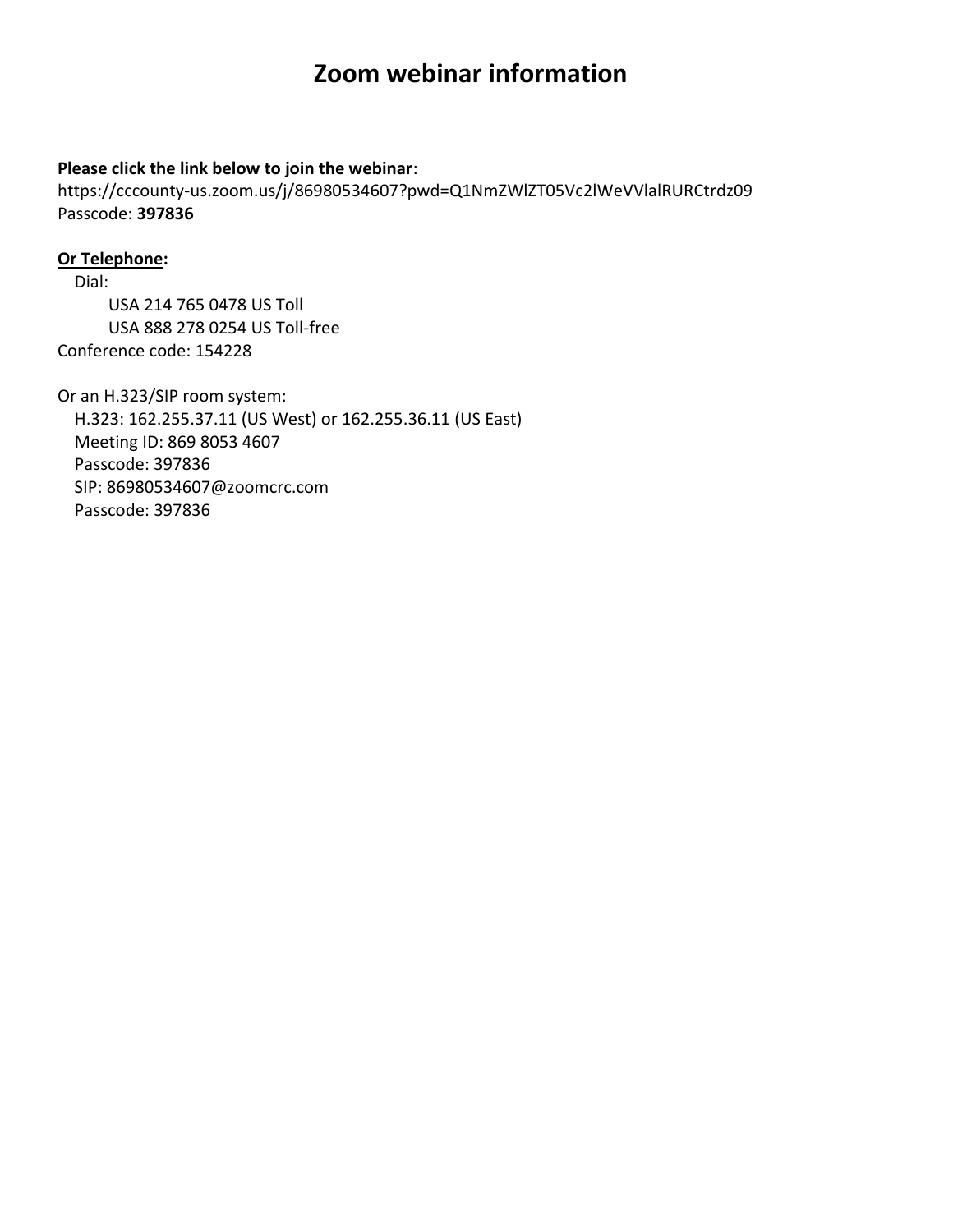# Zoom webinar information

**Please click the link below to join the webinar**:
https://cccounty-us.zoom.us/j/86980534607?pwd=Q1NmZWlZT05Vc2lWeVVlalRURCtrdz09
Passcode: **397836**

**Or Telephone:**

Dial:

USA 214 765 0478 US Toll
USA 888 278 0254 US Toll-free

Conference code: 154228

Or an H.323/SIP room system:

H.323: 162.255.37.11 (US West) or 162.255.36.11 (US East)
Meeting ID: 869 8053 4607
Passcode: 397836
SIP: 86980534607@zoomcrc.com
Passcode: 397836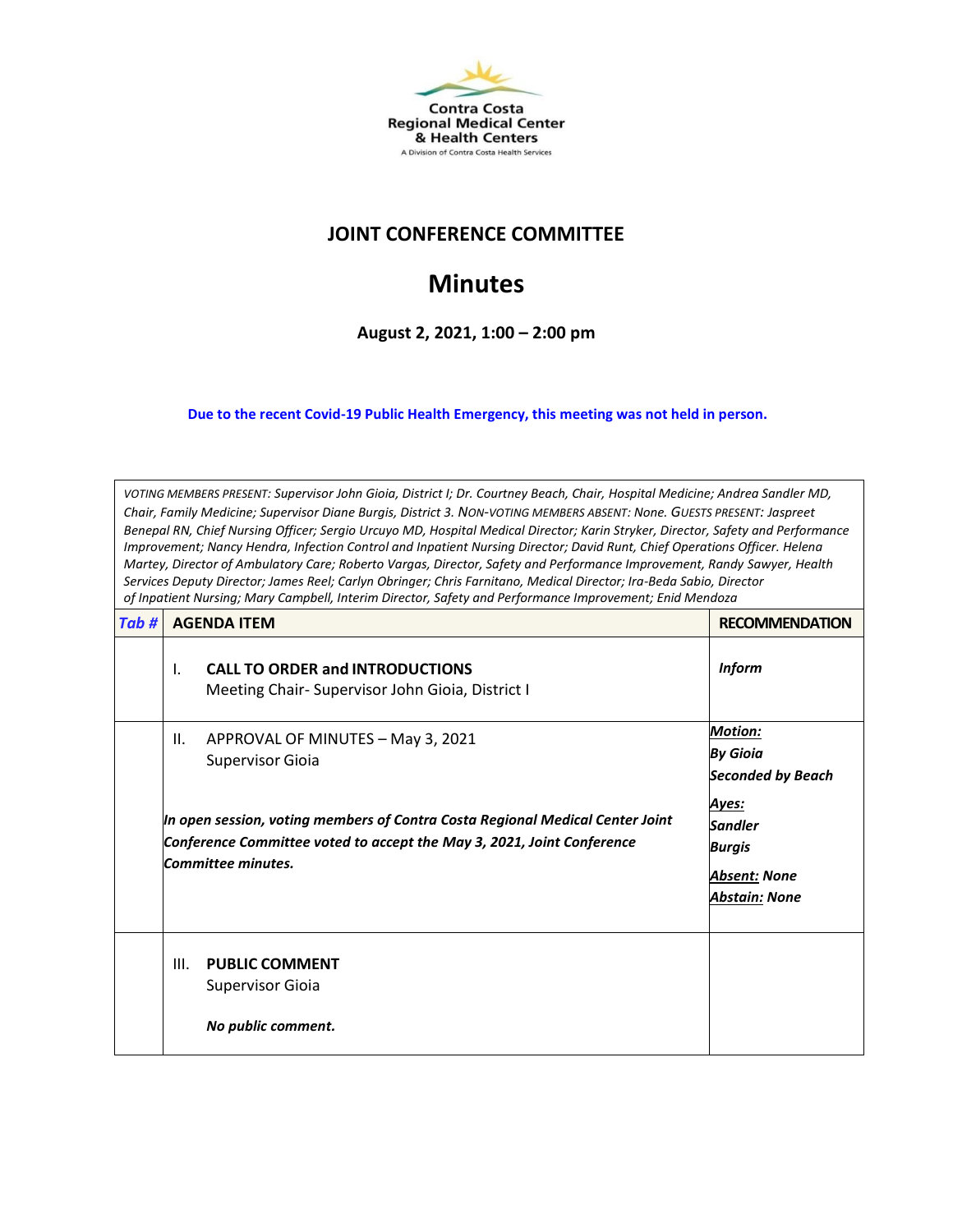Contra Costa
Regional Medical Center
& Health Centers
A Division of Contra Costa Health Services

# JOINT CONFERENCE COMMITTEE

# Minutes

**August 2, 2021, 1:00 – 2:00 pm**

**Due to the recent Covid-19 Public Health Emergency, this meeting was not held in person.**

*VOTING MEMBERS PRESENT: Supervisor John Gioia, District I; Dr. Courtney Beach, Chair, Hospital Medicine; Andrea Sandler MD, Chair, Family Medicine; Supervisor Diane Burgis, District 3. NON-VOTING MEMBERS ABSENT: None. GUESTS PRESENT: Jaspreet Benepal RN, Chief Nursing Officer; Sergio Urcuyo MD, Hospital Medical Director; Karin Stryker, Director, Safety and Performance Improvement; Nancy Hendra, Infection Control and Inpatient Nursing Director; David Runt, Chief Operations Officer. Helena Martey, Director of Ambulatory Care; Roberto Vargas, Director, Safety and Performance Improvement, Randy Sawyer, Health Services Deputy Director; James Reel; Carlyn Obringer; Chris Farnitano, Medical Director; Ira-Beda Sabio, Director of Inpatient Nursing; Mary Campbell, Interim Director, Safety and Performance Improvement; Enid Mendoza*

| *Tab #* | AGENDA ITEM | RECOMMENDATION |
|---|---|---|
| | I. **CALL TO ORDER and INTRODUCTIONS**<br>Meeting Chair- Supervisor John Gioia, District I | ***Inform*** |
| | II. APPROVAL OF MINUTES – May 3, 2021<br>Supervisor Gioia<br><br>***In open session, voting members of Contra Costa Regional Medical Center Joint Conference Committee voted to accept the May 3, 2021, Joint Conference Committee minutes.*** | ***Motion:***<br>***By Gioia***<br>***Seconded by Beach***<br>***Ayes:***<br>***Sandler***<br>***Burgis***<br>***Absent: None***<br>***Abstain: None*** |
| | III. **PUBLIC COMMENT**<br>Supervisor Gioia<br><br>***No public comment.*** | |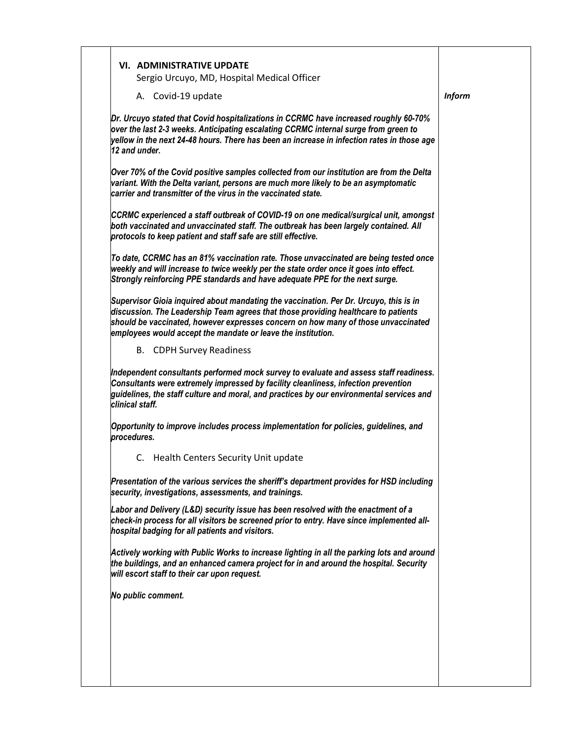## VI. ADMINISTRATIVE UPDATE

Sergio Urcuyo, MD, Hospital Medical Officer

A. Covid-19 update — ***Inform***

***Dr. Urcuyo stated that Covid hospitalizations in CCRMC have increased roughly 60-70% over the last 2-3 weeks. Anticipating escalating CCRMC internal surge from green to yellow in the next 24-48 hours. There has been an increase in infection rates in those age 12 and under.***

***Over 70% of the Covid positive samples collected from our institution are from the Delta variant. With the Delta variant, persons are much more likely to be an asymptomatic carrier and transmitter of the virus in the vaccinated state.***

***CCRMC experienced a staff outbreak of COVID-19 on one medical/surgical unit, amongst both vaccinated and unvaccinated staff. The outbreak has been largely contained. All protocols to keep patient and staff safe are still effective.***

***To date, CCRMC has an 81% vaccination rate. Those unvaccinated are being tested once weekly and will increase to twice weekly per the state order once it goes into effect. Strongly reinforcing PPE standards and have adequate PPE for the next surge.***

***Supervisor Gioia inquired about mandating the vaccination. Per Dr. Urcuyo, this is in discussion. The Leadership Team agrees that those providing healthcare to patients should be vaccinated, however expresses concern on how many of those unvaccinated employees would accept the mandate or leave the institution.***

B. CDPH Survey Readiness

***Independent consultants performed mock survey to evaluate and assess staff readiness. Consultants were extremely impressed by facility cleanliness, infection prevention guidelines, the staff culture and moral, and practices by our environmental services and clinical staff.***

***Opportunity to improve includes process implementation for policies, guidelines, and procedures.***

C. Health Centers Security Unit update

***Presentation of the various services the sheriff's department provides for HSD including security, investigations, assessments, and trainings.***

***Labor and Delivery (L&D) security issue has been resolved with the enactment of a check-in process for all visitors be screened prior to entry. Have since implemented all-hospital badging for all patients and visitors.***

***Actively working with Public Works to increase lighting in all the parking lots and around the buildings, and an enhanced camera project for in and around the hospital. Security will escort staff to their car upon request.***

***No public comment.***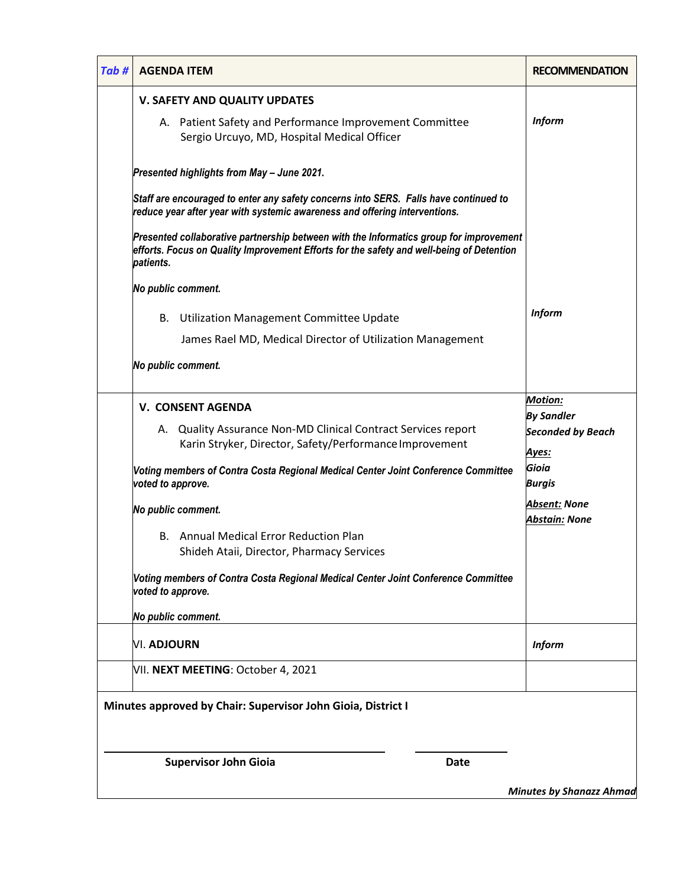| Tab # | AGENDA ITEM | RECOMMENDATION |
|---|---|---|
| | **V. SAFETY AND QUALITY UPDATES**<br><br>A. Patient Safety and Performance Improvement Committee<br>Sergio Urcuyo, MD, Hospital Medical Officer<br><br>***Presented highlights from May – June 2021.***<br><br>***Staff are encouraged to enter any safety concerns into SERS. Falls have continued to reduce year after year with systemic awareness and offering interventions.***<br><br>***Presented collaborative partnership between with the Informatics group for improvement efforts. Focus on Quality Improvement Efforts for the safety and well-being of Detention patients.***<br><br>***No public comment.***<br><br>B. Utilization Management Committee Update<br>James Rael MD, Medical Director of Utilization Management<br><br>***No public comment.*** | ***Inform***<br><br><br><br><br><br><br><br><br><br>***Inform*** |
| | **V. CONSENT AGENDA**<br><br>A. Quality Assurance Non-MD Clinical Contract Services report<br>Karin Stryker, Director, Safety/Performance Improvement<br><br>***Voting members of Contra Costa Regional Medical Center Joint Conference Committee voted to approve.***<br><br>***No public comment.***<br><br>B. Annual Medical Error Reduction Plan<br>Shideh Ataii, Director, Pharmacy Services<br><br>***Voting members of Contra Costa Regional Medical Center Joint Conference Committee voted to approve.***<br><br>***No public comment.*** | ***Motion:***<br>***By Sandler***<br>***Seconded by Beach***<br>***Ayes:***<br>***Gioia***<br>***Burgis***<br>***Absent: None***<br>***Abstain: None*** |
| | VI. **ADJOURN** | ***Inform*** |
| | VII. **NEXT MEETING**: October 4, 2021 | |

**Minutes approved by Chair: Supervisor John Gioia, District I**

_______________________________ &nbsp;&nbsp;&nbsp;&nbsp; _______________

**Supervisor John Gioia** &nbsp;&nbsp;&nbsp;&nbsp; **Date**

***Minutes by Shanazz Ahmad***